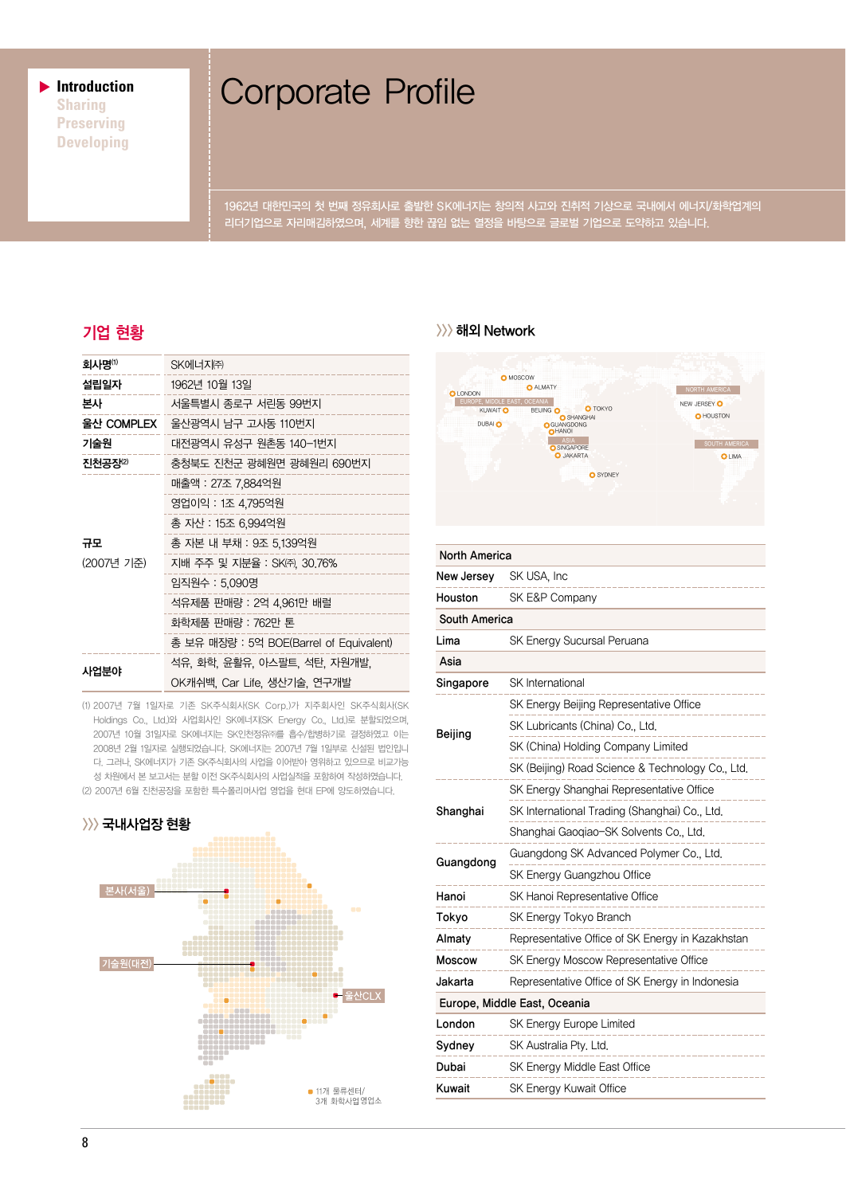Introduction
Sharing
Preserving
Developing

# Corporate Profile

1962년 대한민국의 첫 번째 정유회사로 출발한 SK에너지는 창의적 사고와 진취적 기상으로 국내에서 에너지/화학업계의 리더기업으로 자리매김하였으며, 세계를 향한 끊임 없는 열정을 바탕으로 글로벌 기업으로 도약하고 있습니다.

## 기업 현황

| | |
|---|---|
| 회사명[1] | SK에너지㈜ |
| 설립일자 | 1962년 10월 13일 |
| 본사 | 서울특별시 종로구 서린동 99번지 |
| 울산 COMPLEX | 울산광역시 남구 고사동 110번지 |
| 기술원 | 대전광역시 유성구 원촌동 140-1번지 |
| 진천공장[2] | 충청북도 진천군 광혜원면 광혜원리 690번지 |
| 규모 (2007년 기준) | 매출액 : 27조 7,884억원 |
| | 영업이익 : 1조 4,795억원 |
| | 총 자산 : 15조 6,994억원 |
| | 총 자본 내 부채 : 9조 5,139억원 |
| | 지배 주주 및 지분율 : SK㈜, 30.76% |
| | 임직원수 : 5,090명 |
| | 석유제품 판매량 : 2억 4,961만 배럴 |
| | 화학제품 판매량 : 762만 톤 |
| | 총 보유 매장량 : 5억 BOE(Barrel of Equivalent) |
| 사업분야 | 석유, 화학, 윤활유, 아스팔트, 석탄, 자원개발, OK캐쉬백, Car Life, 생산기술, 연구개발 |

(1) 2007년 7월 1일자로 기존 SK주식회사(SK Corp.)가 지주회사인 SK주식회사(SK Holdings Co., Ltd.)와 사업회사인 SK에너지(SK Energy Co., Ltd.)로 분할되었으며, 2007년 10월 31일자로 SK에너지는 SK인천정유㈜를 흡수/합병하기로 결정하였고 이는 2008년 2월 1일자로 실행되었습니다. SK에너지는 2007년 7월 1일부로 신설된 법인입니다. 그러나, SK에너지가 기존 SK주식회사의 사업을 이어받아 영위하고 있으므로 비교가능성 차원에서 본 보고서는 분할 이전 SK주식회사의 사업실적을 포함하여 작성하였습니다.
(2) 2007년 6월 진천공장을 포함한 특수폴리머사업 영업을 현대 EP에 양도하였습니다.

## 국내사업장 현황

본사(서울)
기술원(대전)
울산CLX
11개 물류센터/ 3개 화학사업 영업소

## 해외 Network

| | |
|---|---|
| **North America** | |
| New Jersey | SK USA, Inc |
| Houston | SK E&P Company |
| **South America** | |
| Lima | SK Energy Sucursal Peruana |
| **Asia** | |
| Singapore | SK International |
| Beijing | SK Energy Beijing Representative Office |
| | SK Lubricants (China) Co., Ltd. |
| | SK (China) Holding Company Limited |
| | SK (Beijing) Road Science & Technology Co., Ltd. |
| Shanghai | SK Energy Shanghai Representative Office |
| | SK International Trading (Shanghai) Co., Ltd. |
| | Shanghai Gaoqiao-SK Solvents Co., Ltd. |
| Guangdong | Guangdong SK Advanced Polymer Co., Ltd. |
| | SK Energy Guangzhou Office |
| Hanoi | SK Hanoi Representative Office |
| Tokyo | SK Energy Tokyo Branch |
| Almaty | Representative Office of SK Energy in Kazakhstan |
| Moscow | SK Energy Moscow Representative Office |
| Jakarta | Representative Office of SK Energy in Indonesia |
| **Europe, Middle East, Oceania** | |
| London | SK Energy Europe Limited |
| Sydney | SK Australia Pty. Ltd. |
| Dubai | SK Energy Middle East Office |
| Kuwait | SK Energy Kuwait Office |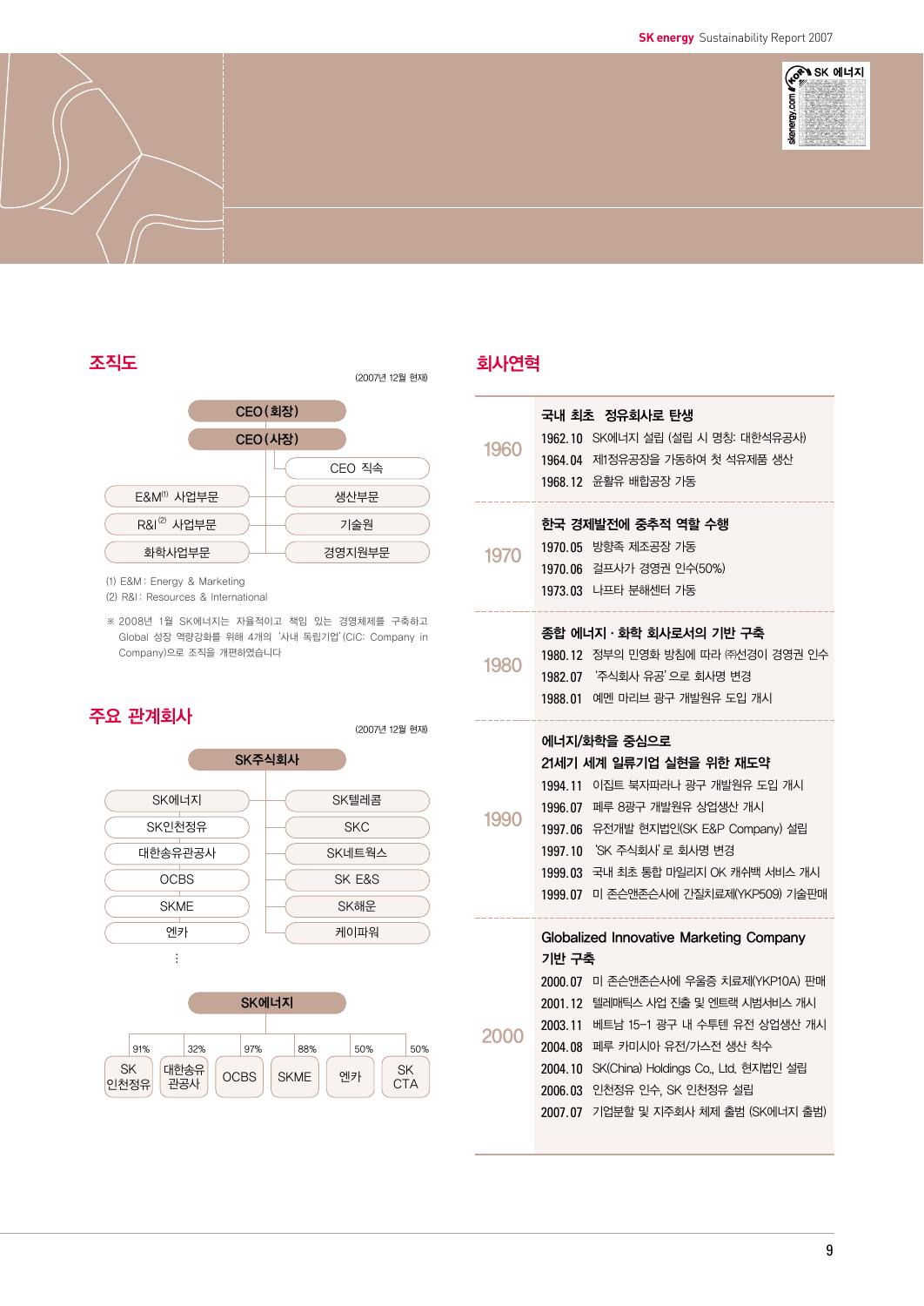## 조직도

(2007년 12월 현재)

- CEO (회장)
- CEO (사장)
  - CEO 직속
  - E&M[1] 사업부문
  - R&I[2] 사업부문
  - 화학사업부문
  - 생산부문
  - 기술원
  - 경영지원부문

(1) E&M : Energy & Marketing
(2) R&I : Resources & International

※ 2008년 1월 SK에너지는 자율적이고 책임 있는 경영체제를 구축하고 Global 성장 역량강화를 위해 4개의 '사내 독립기업'(CIC: Company in Company)으로 조직을 개편하였습니다

## 주요 관계회사

(2007년 12월 현재)

SK주식회사

- SK에너지
- SK인천정유
- 대한송유관공사
- OCBS
- SKME
- 엔카
- ⋮
- SK텔레콤
- SKC
- SK네트웍스
- SK E&S
- SK해운
- 케이파워

SK에너지

| SK 인천정유 | 대한송유 관공사 | OCBS | SKME | 엔카 | SK CTA |
|---|---|---|---|---|---|
| 91% | 32% | 97% | 88% | 50% | 50% |

## 회사연혁

### 1960

**국내 최초 정유회사로 탄생**

- 1962.10 SK에너지 설립 (설립 시 명칭: 대한석유공사)
- 1964.04 제1정유공장을 가동하여 첫 석유제품 생산
- 1968.12 윤활유 배합공장 가동

### 1970

**한국 경제발전에 중추적 역할 수행**

- 1970.05 방향족 제조공장 가동
- 1970.06 걸프사가 경영권 인수(50%)
- 1973.03 나프타 분해센터 가동

### 1980

**종합 에너지 · 화학 회사로서의 기반 구축**

- 1980.12 정부의 민영화 방침에 따라 ㈜선경이 경영권 인수
- 1982.07 '주식회사 유공'으로 회사명 변경
- 1988.01 예멘 마리브 광구 개발원유 도입 개시

### 1990

**에너지/화학을 중심으로 21세기 세계 일류기업 실현을 위한 재도약**

- 1994.11 이집트 북자파라나 광구 개발원유 도입 개시
- 1996.07 페루 8광구 개발원유 상업생산 개시
- 1997.06 유전개발 현지법인(SK E&P Company) 설립
- 1997.10 'SK 주식회사'로 회사명 변경
- 1999.03 국내 최초 통합 마일리지 OK 캐쉬백 서비스 개시
- 1999.07 미 존슨앤존슨사에 간질치료제(YKP509) 기술판매

### 2000

**Globalized Innovative Marketing Company 기반 구축**

- 2000.07 미 존슨앤존슨사에 우울증 치료제(YKP10A) 판매
- 2001.12 텔레매틱스 사업 진출 및 엔트랙 시범서비스 개시
- 2003.11 베트남 15-1 광구 내 수투텐 유전 상업생산 개시
- 2004.08 페루 카미시아 유전/가스전 생산 착수
- 2004.10 SK(China) Holdings Co., Ltd. 현지법인 설립
- 2006.03 인천정유 인수, SK 인천정유 설립
- 2007.07 기업분할 및 지주회사 체제 출범 (SK에너지 출범)